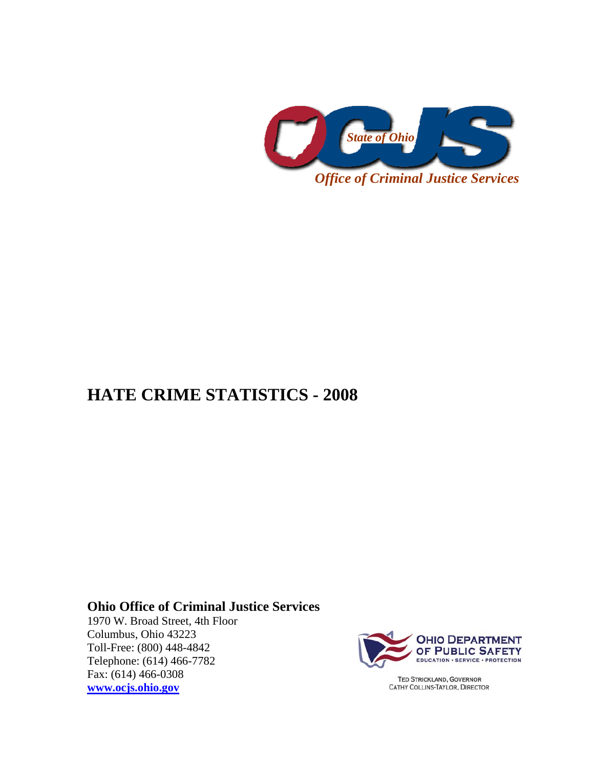State of Ohio

*Office of Criminal Justice Services*

# HATE CRIME STATISTICS - 2008

**Ohio Office of Criminal Justice Services**
1970 W. Broad Street, 4th Floor
Columbus, Ohio 43223
Toll-Free: (800) 448-4842
Telephone: (614) 466-7782
Fax: (614) 466-0308
**www.ocjs.ohio.gov**

OHIO DEPARTMENT OF PUBLIC SAFETY
EDUCATION • SERVICE • PROTECTION

TED STRICKLAND, GOVERNOR
CATHY COLLINS-TAYLOR, DIRECTOR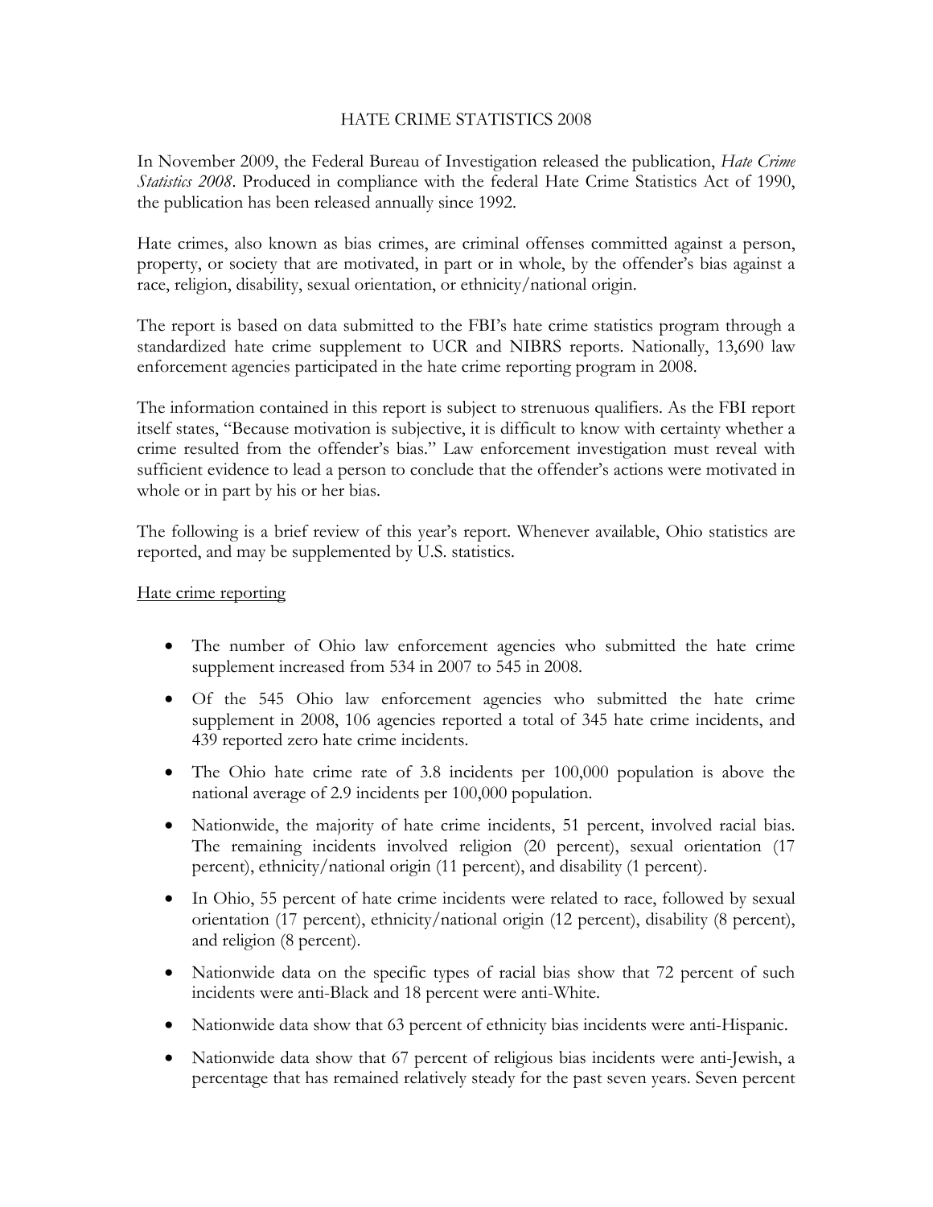# HATE CRIME STATISTICS 2008

In November 2009, the Federal Bureau of Investigation released the publication, *Hate Crime Statistics 2008*. Produced in compliance with the federal Hate Crime Statistics Act of 1990, the publication has been released annually since 1992.

Hate crimes, also known as bias crimes, are criminal offenses committed against a person, property, or society that are motivated, in part or in whole, by the offender's bias against a race, religion, disability, sexual orientation, or ethnicity/national origin.

The report is based on data submitted to the FBI's hate crime statistics program through a standardized hate crime supplement to UCR and NIBRS reports. Nationally, 13,690 law enforcement agencies participated in the hate crime reporting program in 2008.

The information contained in this report is subject to strenuous qualifiers. As the FBI report itself states, "Because motivation is subjective, it is difficult to know with certainty whether a crime resulted from the offender's bias." Law enforcement investigation must reveal with sufficient evidence to lead a person to conclude that the offender's actions were motivated in whole or in part by his or her bias.

The following is a brief review of this year's report. Whenever available, Ohio statistics are reported, and may be supplemented by U.S. statistics.

<u>Hate crime reporting</u>

- The number of Ohio law enforcement agencies who submitted the hate crime supplement increased from 534 in 2007 to 545 in 2008.
- Of the 545 Ohio law enforcement agencies who submitted the hate crime supplement in 2008, 106 agencies reported a total of 345 hate crime incidents, and 439 reported zero hate crime incidents.
- The Ohio hate crime rate of 3.8 incidents per 100,000 population is above the national average of 2.9 incidents per 100,000 population.
- Nationwide, the majority of hate crime incidents, 51 percent, involved racial bias. The remaining incidents involved religion (20 percent), sexual orientation (17 percent), ethnicity/national origin (11 percent), and disability (1 percent).
- In Ohio, 55 percent of hate crime incidents were related to race, followed by sexual orientation (17 percent), ethnicity/national origin (12 percent), disability (8 percent), and religion (8 percent).
- Nationwide data on the specific types of racial bias show that 72 percent of such incidents were anti-Black and 18 percent were anti-White.
- Nationwide data show that 63 percent of ethnicity bias incidents were anti-Hispanic.
- Nationwide data show that 67 percent of religious bias incidents were anti-Jewish, a percentage that has remained relatively steady for the past seven years. Seven percent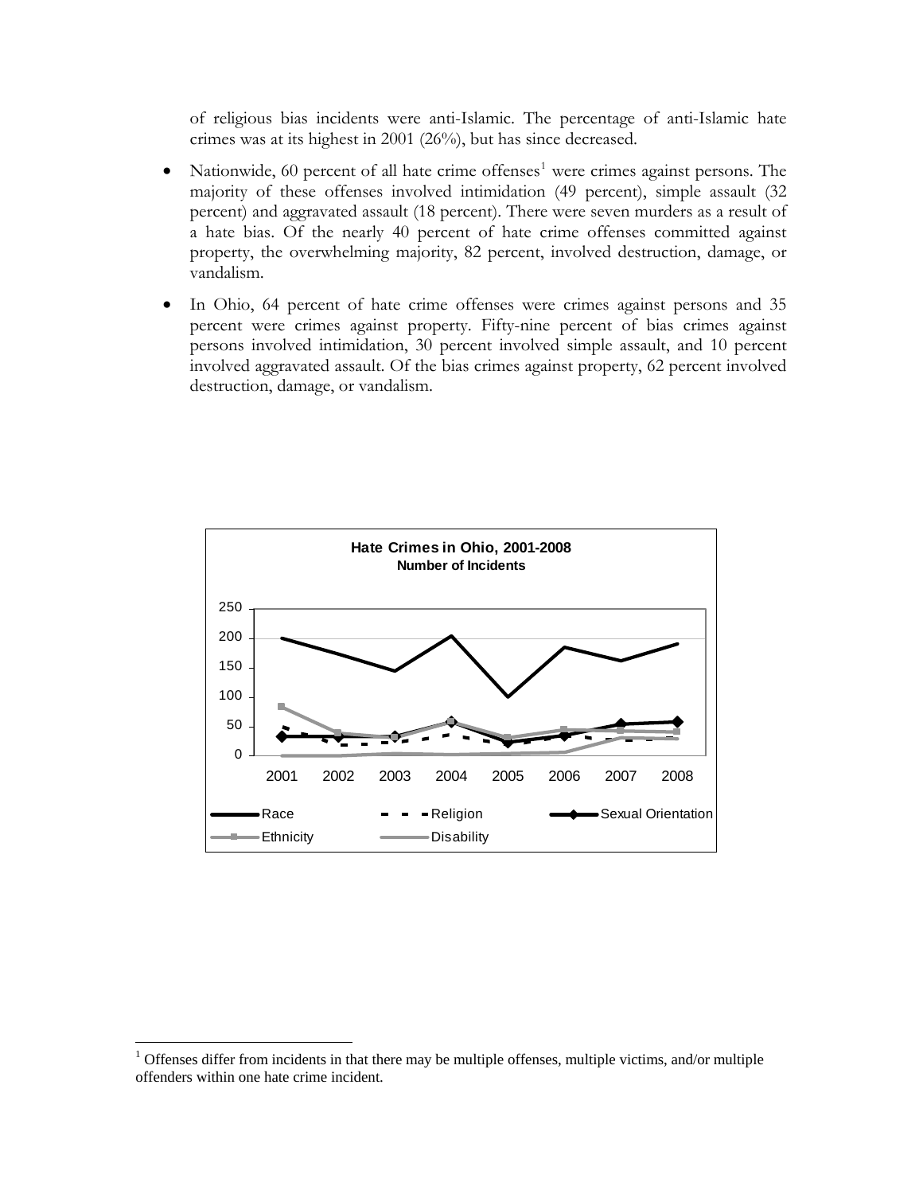of religious bias incidents were anti-Islamic. The percentage of anti-Islamic hate crimes was at its highest in 2001 (26%), but has since decreased.

- Nationwide, 60 percent of all hate crime offenses[1] were crimes against persons. The majority of these offenses involved intimidation (49 percent), simple assault (32 percent) and aggravated assault (18 percent). There were seven murders as a result of a hate bias. Of the nearly 40 percent of hate crime offenses committed against property, the overwhelming majority, 82 percent, involved destruction, damage, or vandalism.
- In Ohio, 64 percent of hate crime offenses were crimes against persons and 35 percent were crimes against property. Fifty-nine percent of bias crimes against persons involved intimidation, 30 percent involved simple assault, and 10 percent involved aggravated assault. Of the bias crimes against property, 62 percent involved destruction, damage, or vandalism.

**Hate Crimes in Ohio, 2001-2008**
**Number of Incidents**

250
200
150
100
50
0

2001 2002 2003 2004 2005 2006 2007 2008

Race
Religion
Sexual Orientation
Ethnicity
Disability

[1] Offenses differ from incidents in that there may be multiple offenses, multiple victims, and/or multiple offenders within one hate crime incident.